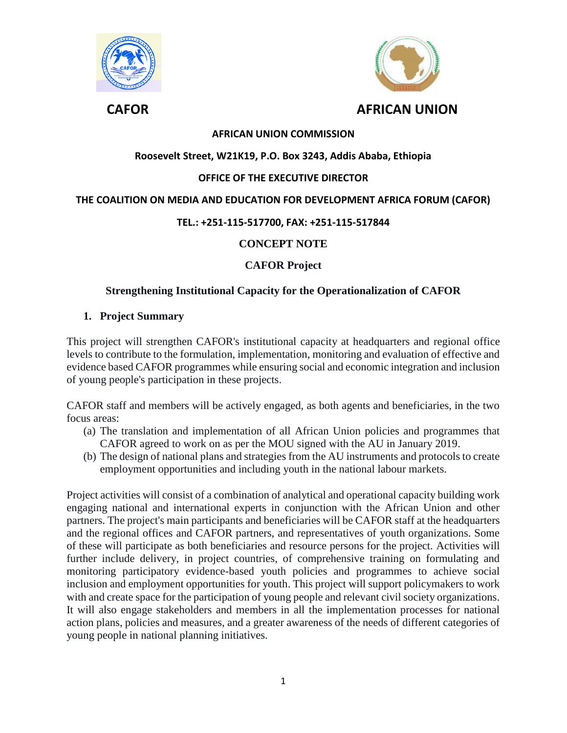**CAFOR** **AFRICAN UNION**

**AFRICAN UNION COMMISSION**

**Roosevelt Street, W21K19, P.O. Box 3243, Addis Ababa, Ethiopia**

**OFFICE OF THE EXECUTIVE DIRECTOR**

**THE COALITION ON MEDIA AND EDUCATION FOR DEVELOPMENT AFRICA FORUM (CAFOR)**

**TEL.: +251-115-517700, FAX: +251-115-517844**

# CONCEPT NOTE

## CAFOR Project

## Strengthening Institutional Capacity for the Operationalization of CAFOR

### 1. Project Summary

This project will strengthen CAFOR's institutional capacity at headquarters and regional office levels to contribute to the formulation, implementation, monitoring and evaluation of effective and evidence based CAFOR programmes while ensuring social and economic integration and inclusion of young people's participation in these projects.

CAFOR staff and members will be actively engaged, as both agents and beneficiaries, in the two focus areas:

(a) The translation and implementation of all African Union policies and programmes that CAFOR agreed to work on as per the MOU signed with the AU in January 2019.

(b) The design of national plans and strategies from the AU instruments and protocols to create employment opportunities and including youth in the national labour markets.

Project activities will consist of a combination of analytical and operational capacity building work engaging national and international experts in conjunction with the African Union and other partners. The project's main participants and beneficiaries will be CAFOR staff at the headquarters and the regional offices and CAFOR partners, and representatives of youth organizations. Some of these will participate as both beneficiaries and resource persons for the project. Activities will further include delivery, in project countries, of comprehensive training on formulating and monitoring participatory evidence-based youth policies and programmes to achieve social inclusion and employment opportunities for youth. This project will support policymakers to work with and create space for the participation of young people and relevant civil society organizations. It will also engage stakeholders and members in all the implementation processes for national action plans, policies and measures, and a greater awareness of the needs of different categories of young people in national planning initiatives.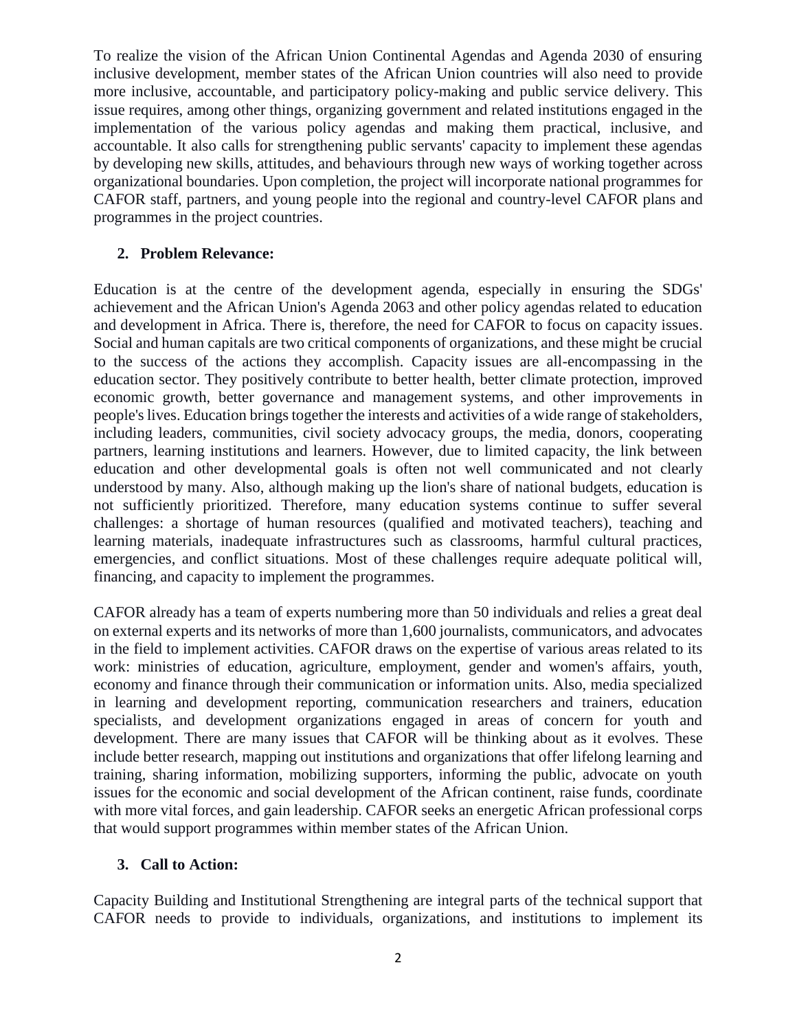To realize the vision of the African Union Continental Agendas and Agenda 2030 of ensuring inclusive development, member states of the African Union countries will also need to provide more inclusive, accountable, and participatory policy-making and public service delivery. This issue requires, among other things, organizing government and related institutions engaged in the implementation of the various policy agendas and making them practical, inclusive, and accountable. It also calls for strengthening public servants' capacity to implement these agendas by developing new skills, attitudes, and behaviours through new ways of working together across organizational boundaries. Upon completion, the project will incorporate national programmes for CAFOR staff, partners, and young people into the regional and country-level CAFOR plans and programmes in the project countries.

## 2. Problem Relevance:

Education is at the centre of the development agenda, especially in ensuring the SDGs' achievement and the African Union's Agenda 2063 and other policy agendas related to education and development in Africa. There is, therefore, the need for CAFOR to focus on capacity issues. Social and human capitals are two critical components of organizations, and these might be crucial to the success of the actions they accomplish. Capacity issues are all-encompassing in the education sector. They positively contribute to better health, better climate protection, improved economic growth, better governance and management systems, and other improvements in people's lives. Education brings together the interests and activities of a wide range of stakeholders, including leaders, communities, civil society advocacy groups, the media, donors, cooperating partners, learning institutions and learners. However, due to limited capacity, the link between education and other developmental goals is often not well communicated and not clearly understood by many. Also, although making up the lion's share of national budgets, education is not sufficiently prioritized. Therefore, many education systems continue to suffer several challenges: a shortage of human resources (qualified and motivated teachers), teaching and learning materials, inadequate infrastructures such as classrooms, harmful cultural practices, emergencies, and conflict situations. Most of these challenges require adequate political will, financing, and capacity to implement the programmes.

CAFOR already has a team of experts numbering more than 50 individuals and relies a great deal on external experts and its networks of more than 1,600 journalists, communicators, and advocates in the field to implement activities. CAFOR draws on the expertise of various areas related to its work: ministries of education, agriculture, employment, gender and women's affairs, youth, economy and finance through their communication or information units. Also, media specialized in learning and development reporting, communication researchers and trainers, education specialists, and development organizations engaged in areas of concern for youth and development. There are many issues that CAFOR will be thinking about as it evolves. These include better research, mapping out institutions and organizations that offer lifelong learning and training, sharing information, mobilizing supporters, informing the public, advocate on youth issues for the economic and social development of the African continent, raise funds, coordinate with more vital forces, and gain leadership. CAFOR seeks an energetic African professional corps that would support programmes within member states of the African Union.

## 3. Call to Action:

Capacity Building and Institutional Strengthening are integral parts of the technical support that CAFOR needs to provide to individuals, organizations, and institutions to implement its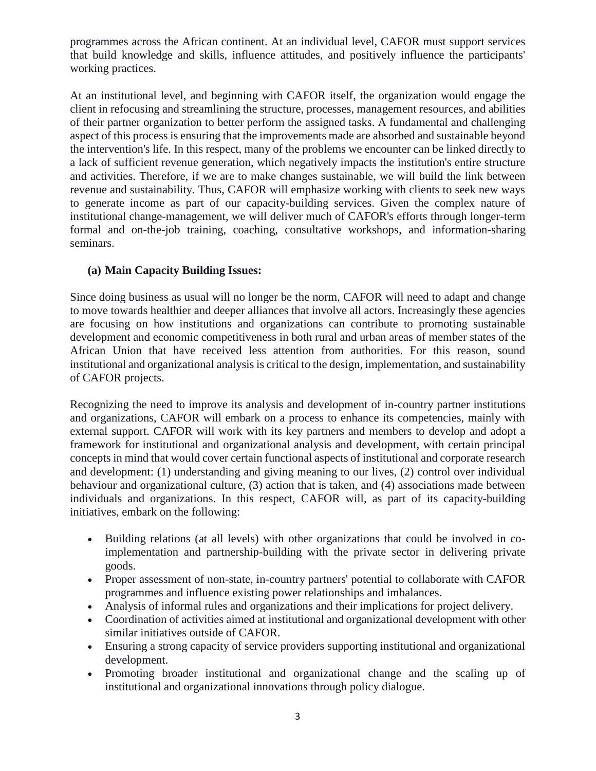programmes across the African continent. At an individual level, CAFOR must support services that build knowledge and skills, influence attitudes, and positively influence the participants' working practices.

At an institutional level, and beginning with CAFOR itself, the organization would engage the client in refocusing and streamlining the structure, processes, management resources, and abilities of their partner organization to better perform the assigned tasks. A fundamental and challenging aspect of this process is ensuring that the improvements made are absorbed and sustainable beyond the intervention's life. In this respect, many of the problems we encounter can be linked directly to a lack of sufficient revenue generation, which negatively impacts the institution's entire structure and activities. Therefore, if we are to make changes sustainable, we will build the link between revenue and sustainability. Thus, CAFOR will emphasize working with clients to seek new ways to generate income as part of our capacity-building services. Given the complex nature of institutional change-management, we will deliver much of CAFOR's efforts through longer-term formal and on-the-job training, coaching, consultative workshops, and information-sharing seminars.

**(a) Main Capacity Building Issues:**

Since doing business as usual will no longer be the norm, CAFOR will need to adapt and change to move towards healthier and deeper alliances that involve all actors. Increasingly these agencies are focusing on how institutions and organizations can contribute to promoting sustainable development and economic competitiveness in both rural and urban areas of member states of the African Union that have received less attention from authorities. For this reason, sound institutional and organizational analysis is critical to the design, implementation, and sustainability of CAFOR projects.

Recognizing the need to improve its analysis and development of in-country partner institutions and organizations, CAFOR will embark on a process to enhance its competencies, mainly with external support. CAFOR will work with its key partners and members to develop and adopt a framework for institutional and organizational analysis and development, with certain principal concepts in mind that would cover certain functional aspects of institutional and corporate research and development: (1) understanding and giving meaning to our lives, (2) control over individual behaviour and organizational culture, (3) action that is taken, and (4) associations made between individuals and organizations. In this respect, CAFOR will, as part of its capacity-building initiatives, embark on the following:

- Building relations (at all levels) with other organizations that could be involved in co-implementation and partnership-building with the private sector in delivering private goods.
- Proper assessment of non-state, in-country partners' potential to collaborate with CAFOR programmes and influence existing power relationships and imbalances.
- Analysis of informal rules and organizations and their implications for project delivery.
- Coordination of activities aimed at institutional and organizational development with other similar initiatives outside of CAFOR.
- Ensuring a strong capacity of service providers supporting institutional and organizational development.
- Promoting broader institutional and organizational change and the scaling up of institutional and organizational innovations through policy dialogue.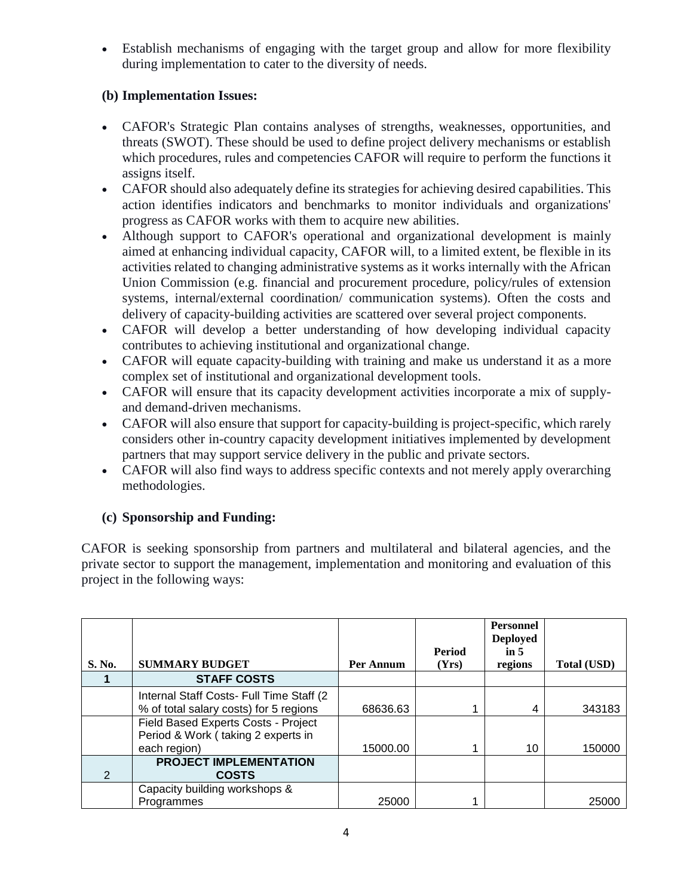- Establish mechanisms of engaging with the target group and allow for more flexibility during implementation to cater to the diversity of needs.

### (b) Implementation Issues:

- CAFOR's Strategic Plan contains analyses of strengths, weaknesses, opportunities, and threats (SWOT). These should be used to define project delivery mechanisms or establish which procedures, rules and competencies CAFOR will require to perform the functions it assigns itself.
- CAFOR should also adequately define its strategies for achieving desired capabilities. This action identifies indicators and benchmarks to monitor individuals and organizations' progress as CAFOR works with them to acquire new abilities.
- Although support to CAFOR's operational and organizational development is mainly aimed at enhancing individual capacity, CAFOR will, to a limited extent, be flexible in its activities related to changing administrative systems as it works internally with the African Union Commission (e.g. financial and procurement procedure, policy/rules of extension systems, internal/external coordination/ communication systems). Often the costs and delivery of capacity-building activities are scattered over several project components.
- CAFOR will develop a better understanding of how developing individual capacity contributes to achieving institutional and organizational change.
- CAFOR will equate capacity-building with training and make us understand it as a more complex set of institutional and organizational development tools.
- CAFOR will ensure that its capacity development activities incorporate a mix of supply- and demand-driven mechanisms.
- CAFOR will also ensure that support for capacity-building is project-specific, which rarely considers other in-country capacity development initiatives implemented by development partners that may support service delivery in the public and private sectors.
- CAFOR will also find ways to address specific contexts and not merely apply overarching methodologies.

### (c) Sponsorship and Funding:

CAFOR is seeking sponsorship from partners and multilateral and bilateral agencies, and the private sector to support the management, implementation and monitoring and evaluation of this project in the following ways:

| S. No. | SUMMARY BUDGET | Per Annum | Period (Yrs) | Personnel Deployed in 5 regions | Total (USD) |
|---|---|---|---|---|---|
| 1 | **STAFF COSTS** | | | | |
| | Internal Staff Costs- Full Time Staff (2 % of total salary costs) for 5 regions | 68636.63 | 1 | 4 | 343183 |
| | Field Based Experts Costs - Project Period & Work ( taking 2 experts in each region) | 15000.00 | 1 | 10 | 150000 |
| 2 | **PROJECT IMPLEMENTATION COSTS** | | | | |
| | Capacity building workshops & Programmes | 25000 | 1 | | 25000 |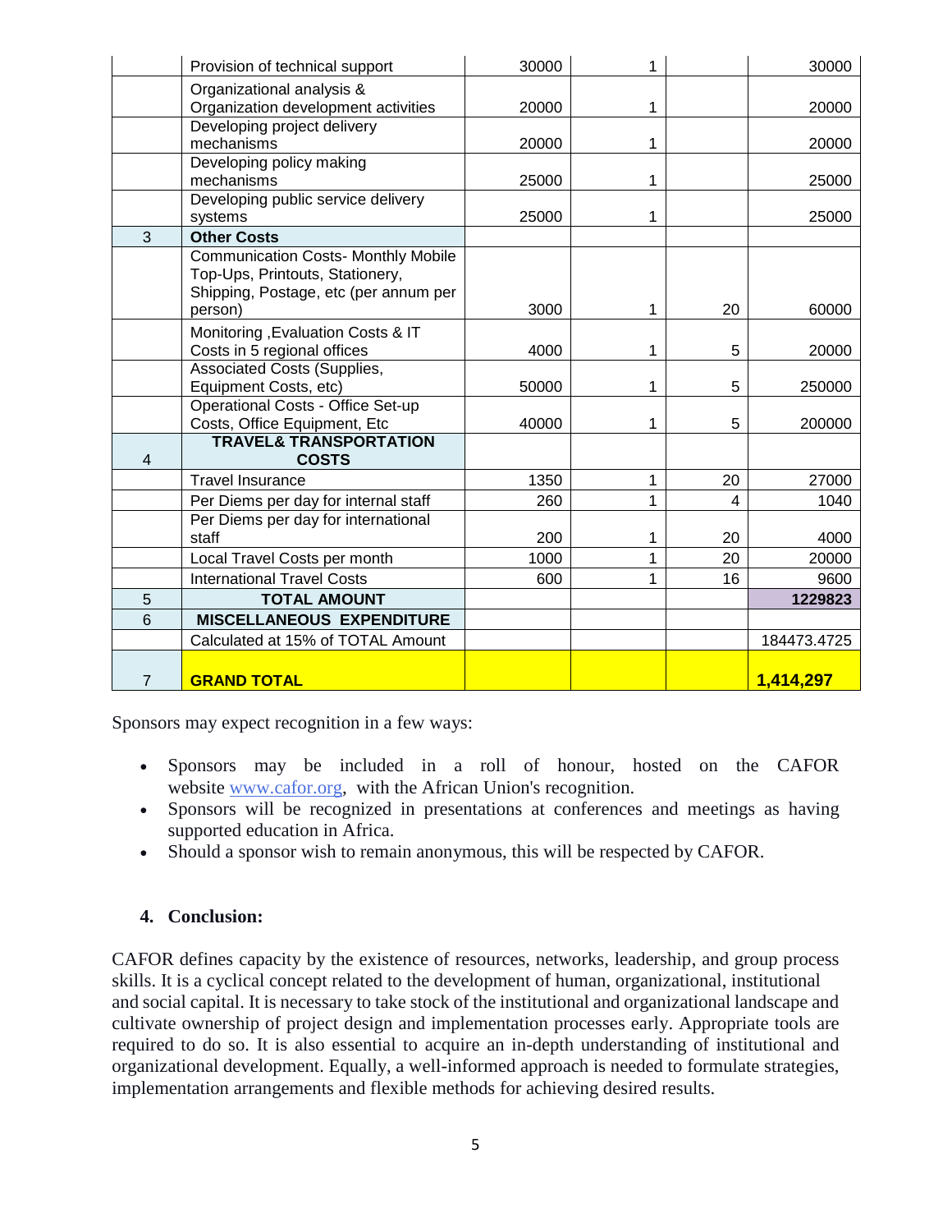| | | | | | |
|---|---|---|---|---|---|
| | Provision of technical support | 30000 | 1 | | 30000 |
| | Organizational analysis & Organization development activities | 20000 | 1 | | 20000 |
| | Developing project delivery mechanisms | 20000 | 1 | | 20000 |
| | Developing policy making mechanisms | 25000 | 1 | | 25000 |
| | Developing public service delivery systems | 25000 | 1 | | 25000 |
| 3 | **Other Costs** | | | | |
| | Communication Costs- Monthly Mobile Top-Ups, Printouts, Stationery, Shipping, Postage, etc (per annum per person) | 3000 | 1 | 20 | 60000 |
| | Monitoring ,Evaluation Costs & IT Costs in 5 regional offices | 4000 | 1 | 5 | 20000 |
| | Associated Costs (Supplies, Equipment Costs, etc) | 50000 | 1 | 5 | 250000 |
| | Operational Costs - Office Set-up Costs, Office Equipment, Etc | 40000 | 1 | 5 | 200000 |
| 4 | **TRAVEL& TRANSPORTATION COSTS** | | | | |
| | Travel Insurance | 1350 | 1 | 20 | 27000 |
| | Per Diems per day for internal staff | 260 | 1 | 4 | 1040 |
| | Per Diems per day for international staff | 200 | 1 | 20 | 4000 |
| | Local Travel Costs per month | 1000 | 1 | 20 | 20000 |
| | International Travel Costs | 600 | 1 | 16 | 9600 |
| 5 | **TOTAL AMOUNT** | | | | **1229823** |
| 6 | **MISCELLANEOUS EXPENDITURE** | | | | |
| | Calculated at 15% of TOTAL Amount | | | | 184473.4725 |
| 7 | **GRAND TOTAL** | | | | **1,414,297** |

Sponsors may expect recognition in a few ways:

- Sponsors may be included in a roll of honour, hosted on the CAFOR website www.cafor.org, with the African Union's recognition.
- Sponsors will be recognized in presentations at conferences and meetings as having supported education in Africa.
- Should a sponsor wish to remain anonymous, this will be respected by CAFOR.

## 4. Conclusion:

CAFOR defines capacity by the existence of resources, networks, leadership, and group process skills. It is a cyclical concept related to the development of human, organizational, institutional and social capital. It is necessary to take stock of the institutional and organizational landscape and cultivate ownership of project design and implementation processes early. Appropriate tools are required to do so. It is also essential to acquire an in-depth understanding of institutional and organizational development. Equally, a well-informed approach is needed to formulate strategies, implementation arrangements and flexible methods for achieving desired results.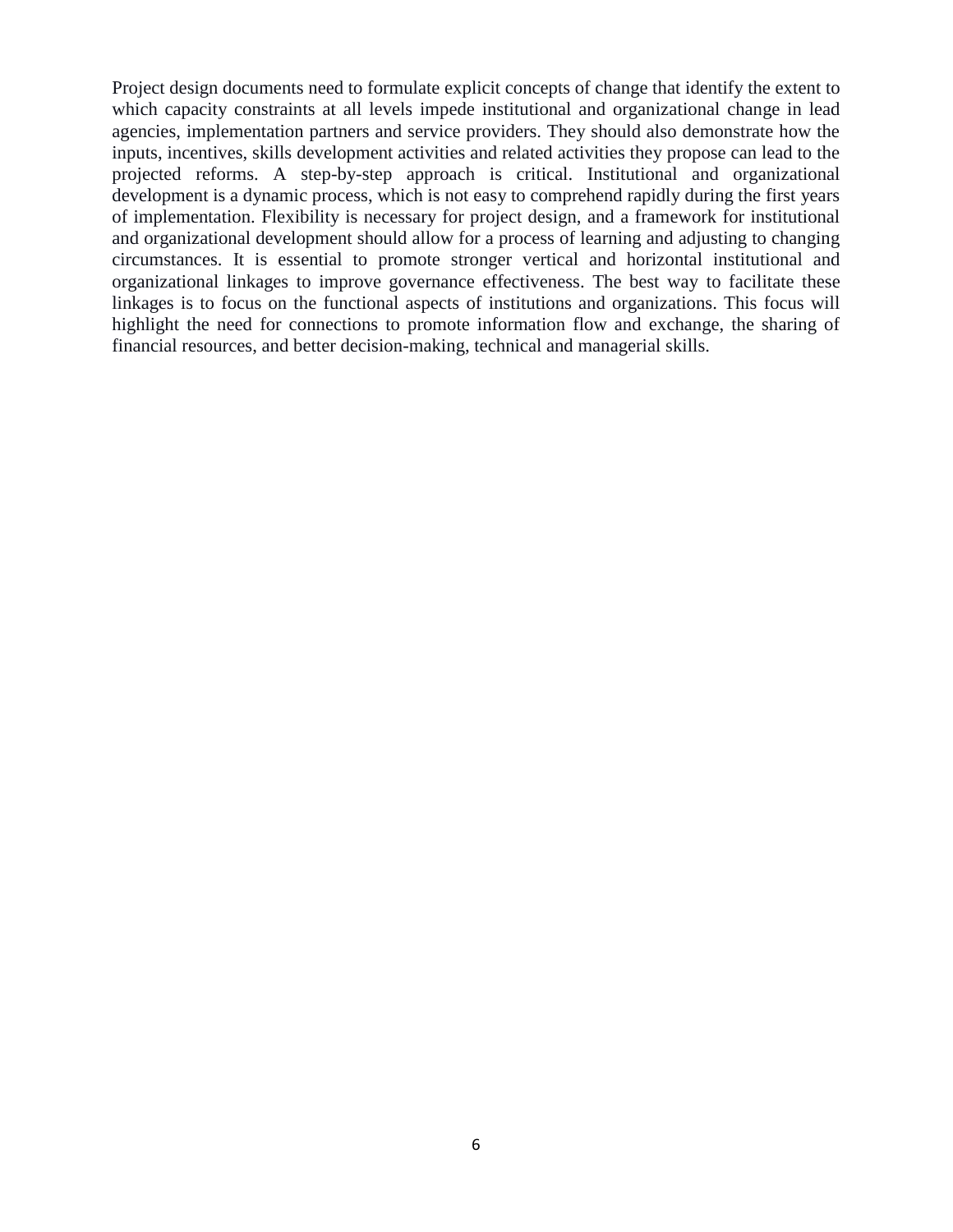Project design documents need to formulate explicit concepts of change that identify the extent to which capacity constraints at all levels impede institutional and organizational change in lead agencies, implementation partners and service providers. They should also demonstrate how the inputs, incentives, skills development activities and related activities they propose can lead to the projected reforms. A step-by-step approach is critical. Institutional and organizational development is a dynamic process, which is not easy to comprehend rapidly during the first years of implementation. Flexibility is necessary for project design, and a framework for institutional and organizational development should allow for a process of learning and adjusting to changing circumstances. It is essential to promote stronger vertical and horizontal institutional and organizational linkages to improve governance effectiveness. The best way to facilitate these linkages is to focus on the functional aspects of institutions and organizations. This focus will highlight the need for connections to promote information flow and exchange, the sharing of financial resources, and better decision-making, technical and managerial skills.